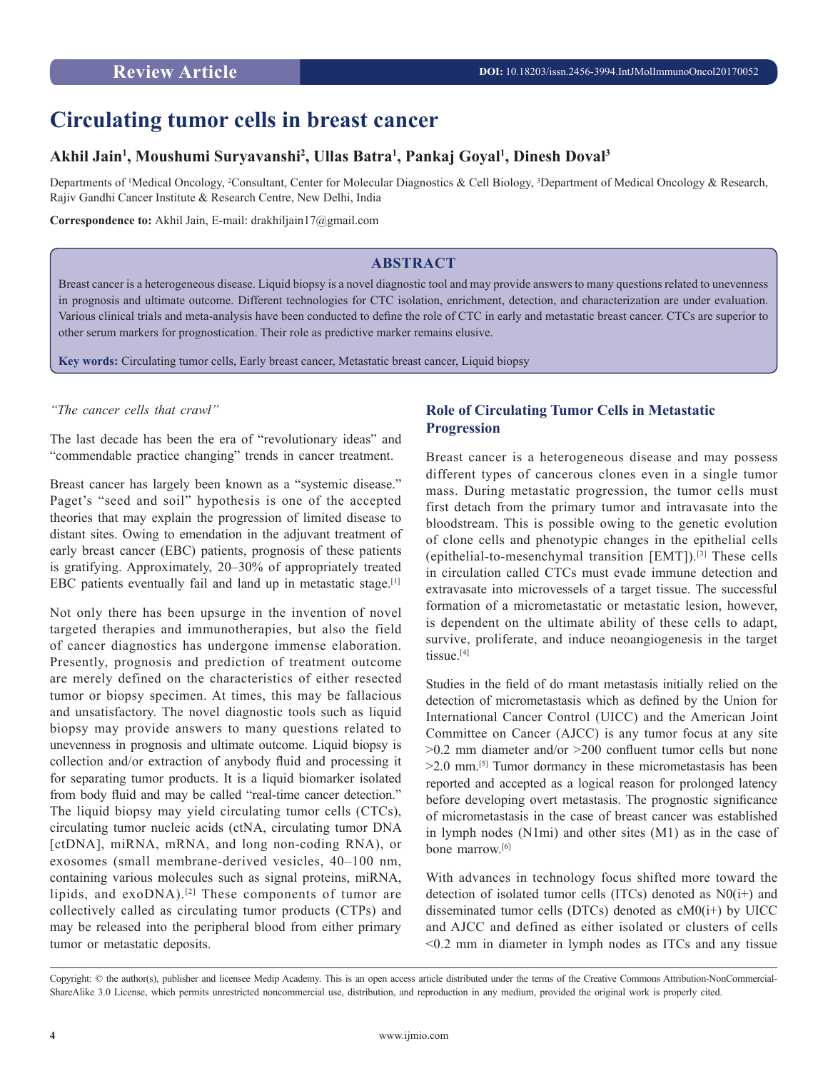Review Article

DOI: 10.18203/issn.2456-3994.IntJMolImmunoOncol20170052

# Circulating tumor cells in breast cancer

**Akhil Jain[1], Moushumi Suryavanshi[2], Ullas Batra[1], Pankaj Goyal[1], Dinesh Doval[3]**

Departments of [1]Medical Oncology, [2]Consultant, Center for Molecular Diagnostics & Cell Biology, [3]Department of Medical Oncology & Research, Rajiv Gandhi Cancer Institute & Research Centre, New Delhi, India

**Correspondence to:** Akhil Jain, E-mail: drakhiljain17@gmail.com

## ABSTRACT

Breast cancer is a heterogeneous disease. Liquid biopsy is a novel diagnostic tool and may provide answers to many questions related to unevenness in prognosis and ultimate outcome. Different technologies for CTC isolation, enrichment, detection, and characterization are under evaluation. Various clinical trials and meta-analysis have been conducted to define the role of CTC in early and metastatic breast cancer. CTCs are superior to other serum markers for prognostication. Their role as predictive marker remains elusive.

**Key words:** Circulating tumor cells, Early breast cancer, Metastatic breast cancer, Liquid biopsy

*"The cancer cells that crawl"*

The last decade has been the era of "revolutionary ideas" and "commendable practice changing" trends in cancer treatment.

Breast cancer has largely been known as a "systemic disease." Paget's "seed and soil" hypothesis is one of the accepted theories that may explain the progression of limited disease to distant sites. Owing to emendation in the adjuvant treatment of early breast cancer (EBC) patients, prognosis of these patients is gratifying. Approximately, 20–30% of appropriately treated EBC patients eventually fail and land up in metastatic stage.[1]

Not only there has been upsurge in the invention of novel targeted therapies and immunotherapies, but also the field of cancer diagnostics has undergone immense elaboration. Presently, prognosis and prediction of treatment outcome are merely defined on the characteristics of either resected tumor or biopsy specimen. At times, this may be fallacious and unsatisfactory. The novel diagnostic tools such as liquid biopsy may provide answers to many questions related to unevenness in prognosis and ultimate outcome. Liquid biopsy is collection and/or extraction of anybody fluid and processing it for separating tumor products. It is a liquid biomarker isolated from body fluid and may be called "real-time cancer detection." The liquid biopsy may yield circulating tumor cells (CTCs), circulating tumor nucleic acids (ctNA, circulating tumor DNA [ctDNA], miRNA, mRNA, and long non-coding RNA), or exosomes (small membrane-derived vesicles, 40–100 nm, containing various molecules such as signal proteins, miRNA, lipids, and exoDNA).[2] These components of tumor are collectively called as circulating tumor products (CTPs) and may be released into the peripheral blood from either primary tumor or metastatic deposits.

## Role of Circulating Tumor Cells in Metastatic Progression

Breast cancer is a heterogeneous disease and may possess different types of cancerous clones even in a single tumor mass. During metastatic progression, the tumor cells must first detach from the primary tumor and intravasate into the bloodstream. This is possible owing to the genetic evolution of clone cells and phenotypic changes in the epithelial cells (epithelial-to-mesenchymal transition [EMT]).[3] These cells in circulation called CTCs must evade immune detection and extravasate into microvessels of a target tissue. The successful formation of a micrometastatic or metastatic lesion, however, is dependent on the ultimate ability of these cells to adapt, survive, proliferate, and induce neoangiogenesis in the target tissue.[4]

Studies in the field of do rmant metastasis initially relied on the detection of micrometastasis which as defined by the Union for International Cancer Control (UICC) and the American Joint Committee on Cancer (AJCC) is any tumor focus at any site >0.2 mm diameter and/or >200 confluent tumor cells but none >2.0 mm.[5] Tumor dormancy in these micrometastasis has been reported and accepted as a logical reason for prolonged latency before developing overt metastasis. The prognostic significance of micrometastasis in the case of breast cancer was established in lymph nodes (N1mi) and other sites (M1) as in the case of bone marrow.[6]

With advances in technology focus shifted more toward the detection of isolated tumor cells (ITCs) denoted as N0(i+) and disseminated tumor cells (DTCs) denoted as cM0(i+) by UICC and AJCC and defined as either isolated or clusters of cells <0.2 mm in diameter in lymph nodes as ITCs and any tissue

Copyright: © the author(s), publisher and licensee Medip Academy. This is an open access article distributed under the terms of the Creative Commons Attribution-NonCommercial-ShareAlike 3.0 License, which permits unrestricted noncommercial use, distribution, and reproduction in any medium, provided the original work is properly cited.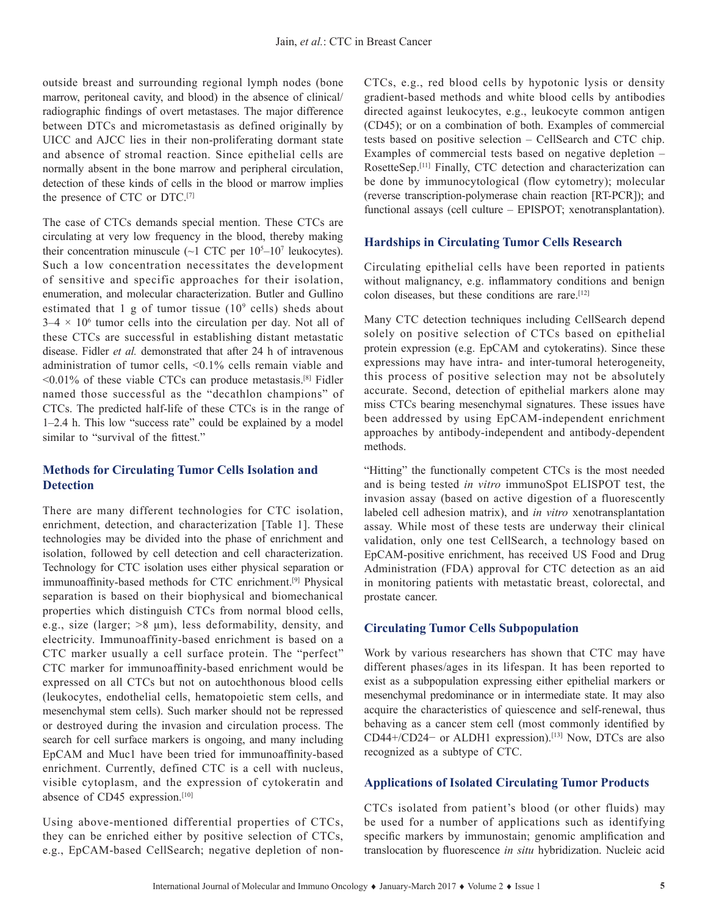outside breast and surrounding regional lymph nodes (bone marrow, peritoneal cavity, and blood) in the absence of clinical/radiographic findings of overt metastases. The major difference between DTCs and micrometastasis as defined originally by UICC and AJCC lies in their non-proliferating dormant state and absence of stromal reaction. Since epithelial cells are normally absent in the bone marrow and peripheral circulation, detection of these kinds of cells in the blood or marrow implies the presence of CTC or DTC.[7]

The case of CTCs demands special mention. These CTCs are circulating at very low frequency in the blood, thereby making their concentration minuscule (~1 CTC per $10^5$–$10^7$ leukocytes). Such a low concentration necessitates the development of sensitive and specific approaches for their isolation, enumeration, and molecular characterization. Butler and Gullino estimated that 1 g of tumor tissue ($10^9$ cells) sheds about $3–4 \times 10^6$ tumor cells into the circulation per day. Not all of these CTCs are successful in establishing distant metastatic disease. Fidler *et al.* demonstrated that after 24 h of intravenous administration of tumor cells, <0.1% cells remain viable and <0.01% of these viable CTCs can produce metastasis.[8] Fidler named those successful as the "decathlon champions" of CTCs. The predicted half-life of these CTCs is in the range of 1–2.4 h. This low "success rate" could be explained by a model similar to "survival of the fittest."

## Methods for Circulating Tumor Cells Isolation and Detection

There are many different technologies for CTC isolation, enrichment, detection, and characterization [Table 1]. These technologies may be divided into the phase of enrichment and isolation, followed by cell detection and cell characterization. Technology for CTC isolation uses either physical separation or immunoaffinity-based methods for CTC enrichment.[9] Physical separation is based on their biophysical and biomechanical properties which distinguish CTCs from normal blood cells, e.g., size (larger; >8 μm), less deformability, density, and electricity. Immunoaffinity-based enrichment is based on a CTC marker usually a cell surface protein. The "perfect" CTC marker for immunoaffinity-based enrichment would be expressed on all CTCs but not on autochthonous blood cells (leukocytes, endothelial cells, hematopoietic stem cells, and mesenchymal stem cells). Such marker should not be repressed or destroyed during the invasion and circulation process. The search for cell surface markers is ongoing, and many including EpCAM and Muc1 have been tried for immunoaffinity-based enrichment. Currently, defined CTC is a cell with nucleus, visible cytoplasm, and the expression of cytokeratin and absence of CD45 expression.[10]

Using above-mentioned differential properties of CTCs, they can be enriched either by positive selection of CTCs, e.g., EpCAM-based CellSearch; negative depletion of non-CTCs, e.g., red blood cells by hypotonic lysis or density gradient-based methods and white blood cells by antibodies directed against leukocytes, e.g., leukocyte common antigen (CD45); or on a combination of both. Examples of commercial tests based on positive selection – CellSearch and CTC chip. Examples of commercial tests based on negative depletion – RosetteSep.[11] Finally, CTC detection and characterization can be done by immunocytological (flow cytometry); molecular (reverse transcription-polymerase chain reaction [RT-PCR]); and functional assays (cell culture – EPISPOT; xenotransplantation).

## Hardships in Circulating Tumor Cells Research

Circulating epithelial cells have been reported in patients without malignancy, e.g. inflammatory conditions and benign colon diseases, but these conditions are rare.[12]

Many CTC detection techniques including CellSearch depend solely on positive selection of CTCs based on epithelial protein expression (e.g. EpCAM and cytokeratins). Since these expressions may have intra- and inter-tumoral heterogeneity, this process of positive selection may not be absolutely accurate. Second, detection of epithelial markers alone may miss CTCs bearing mesenchymal signatures. These issues have been addressed by using EpCAM-independent enrichment approaches by antibody-independent and antibody-dependent methods.

"Hitting" the functionally competent CTCs is the most needed and is being tested *in vitro* immunoSpot ELISPOT test, the invasion assay (based on active digestion of a fluorescently labeled cell adhesion matrix), and *in vitro* xenotransplantation assay. While most of these tests are underway their clinical validation, only one test CellSearch, a technology based on EpCAM-positive enrichment, has received US Food and Drug Administration (FDA) approval for CTC detection as an aid in monitoring patients with metastatic breast, colorectal, and prostate cancer.

## Circulating Tumor Cells Subpopulation

Work by various researchers has shown that CTC may have different phases/ages in its lifespan. It has been reported to exist as a subpopulation expressing either epithelial markers or mesenchymal predominance or in intermediate state. It may also acquire the characteristics of quiescence and self-renewal, thus behaving as a cancer stem cell (most commonly identified by CD44+/CD24− or ALDH1 expression).[13] Now, DTCs are also recognized as a subtype of CTC.

## Applications of Isolated Circulating Tumor Products

CTCs isolated from patient's blood (or other fluids) may be used for a number of applications such as identifying specific markers by immunostain; genomic amplification and translocation by fluorescence *in situ* hybridization. Nucleic acid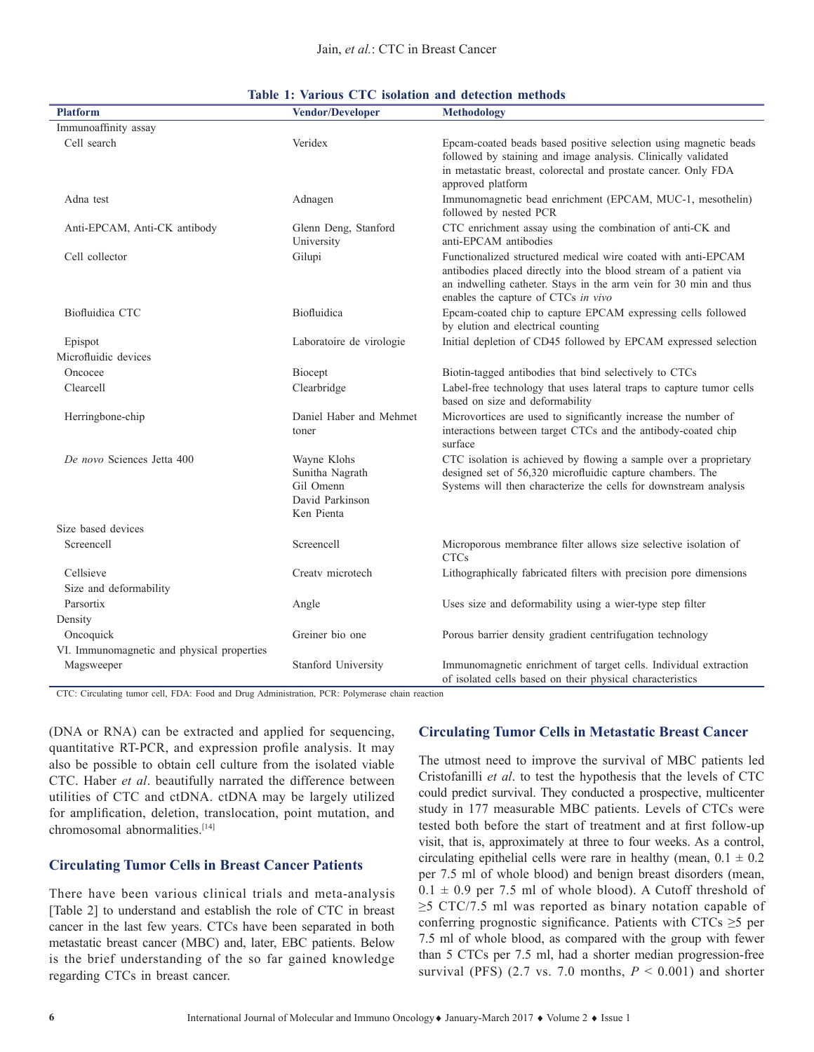**Table 1: Various CTC isolation and detection methods**

| Platform | Vendor/Developer | Methodology |
|---|---|---|
| Immunoaffinity assay | | |
| Cell search | Veridex | Epcam-coated beads based positive selection using magnetic beads followed by staining and image analysis. Clinically validated in metastatic breast, colorectal and prostate cancer. Only FDA approved platform |
| Adna test | Adnagen | Immunomagnetic bead enrichment (EPCAM, MUC-1, mesothelin) followed by nested PCR |
| Anti-EPCAM, Anti-CK antibody | Glenn Deng, Stanford University | CTC enrichment assay using the combination of anti-CK and anti-EPCAM antibodies |
| Cell collector | Gilupi | Functionalized structured medical wire coated with anti-EPCAM antibodies placed directly into the blood stream of a patient via an indwelling catheter. Stays in the arm vein for 30 min and thus enables the capture of CTCs *in vivo* |
| Biofluidica CTC | Biofluidica | Epcam-coated chip to capture EPCAM expressing cells followed by elution and electrical counting |
| Epispot | Laboratoire de virologie | Initial depletion of CD45 followed by EPCAM expressed selection |
| Microfluidic devices | | |
| Oncocee | Biocept | Biotin-tagged antibodies that bind selectively to CTCs |
| Clearcell | Clearbridge | Label-free technology that uses lateral traps to capture tumor cells based on size and deformability |
| Herringbone-chip | Daniel Haber and Mehmet toner | Microvortices are used to significantly increase the number of interactions between target CTCs and the antibody-coated chip surface |
| *De novo* Sciences Jetta 400 | Wayne Klohs Sunitha Nagrath Gil Omenn David Parkinson Ken Pienta | CTC isolation is achieved by flowing a sample over a proprietary designed set of 56,320 microfluidic capture chambers. The Systems will then characterize the cells for downstream analysis |
| Size based devices | | |
| Screencell | Screencell | Microporous membrance filter allows size selective isolation of CTCs |
| Cellsieve | Creatv microtech | Lithographically fabricated filters with precision pore dimensions |
| Size and deformability | | |
| Parsortix | Angle | Uses size and deformability using a wier-type step filter |
| Density | | |
| Oncoquick | Greiner bio one | Porous barrier density gradient centrifugation technology |
| VI. Immunomagnetic and physical properties | | |
| Magsweeper | Stanford University | Immunomagnetic enrichment of target cells. Individual extraction of isolated cells based on their physical characteristics |

CTC: Circulating tumor cell, FDA: Food and Drug Administration, PCR: Polymerase chain reaction

(DNA or RNA) can be extracted and applied for sequencing, quantitative RT-PCR, and expression profile analysis. It may also be possible to obtain cell culture from the isolated viable CTC. Haber *et al*. beautifully narrated the difference between utilities of CTC and ctDNA. ctDNA may be largely utilized for amplification, deletion, translocation, point mutation, and chromosomal abnormalities.[14]

## Circulating Tumor Cells in Breast Cancer Patients

There have been various clinical trials and meta-analysis [Table 2] to understand and establish the role of CTC in breast cancer in the last few years. CTCs have been separated in both metastatic breast cancer (MBC) and, later, EBC patients. Below is the brief understanding of the so far gained knowledge regarding CTCs in breast cancer.

## Circulating Tumor Cells in Metastatic Breast Cancer

The utmost need to improve the survival of MBC patients led Cristofanilli *et al*. to test the hypothesis that the levels of CTC could predict survival. They conducted a prospective, multicenter study in 177 measurable MBC patients. Levels of CTCs were tested both before the start of treatment and at first follow-up visit, that is, approximately at three to four weeks. As a control, circulating epithelial cells were rare in healthy (mean, $0.1 \pm 0.2$ per 7.5 ml of whole blood) and benign breast disorders (mean, $0.1 \pm 0.9$ per 7.5 ml of whole blood). A Cutoff threshold of $\geq 5$ CTC/7.5 ml was reported as binary notation capable of conferring prognostic significance. Patients with CTCs $\geq 5$ per 7.5 ml of whole blood, as compared with the group with fewer than 5 CTCs per 7.5 ml, had a shorter median progression-free survival (PFS) (2.7 vs. 7.0 months, $P < 0.001$) and shorter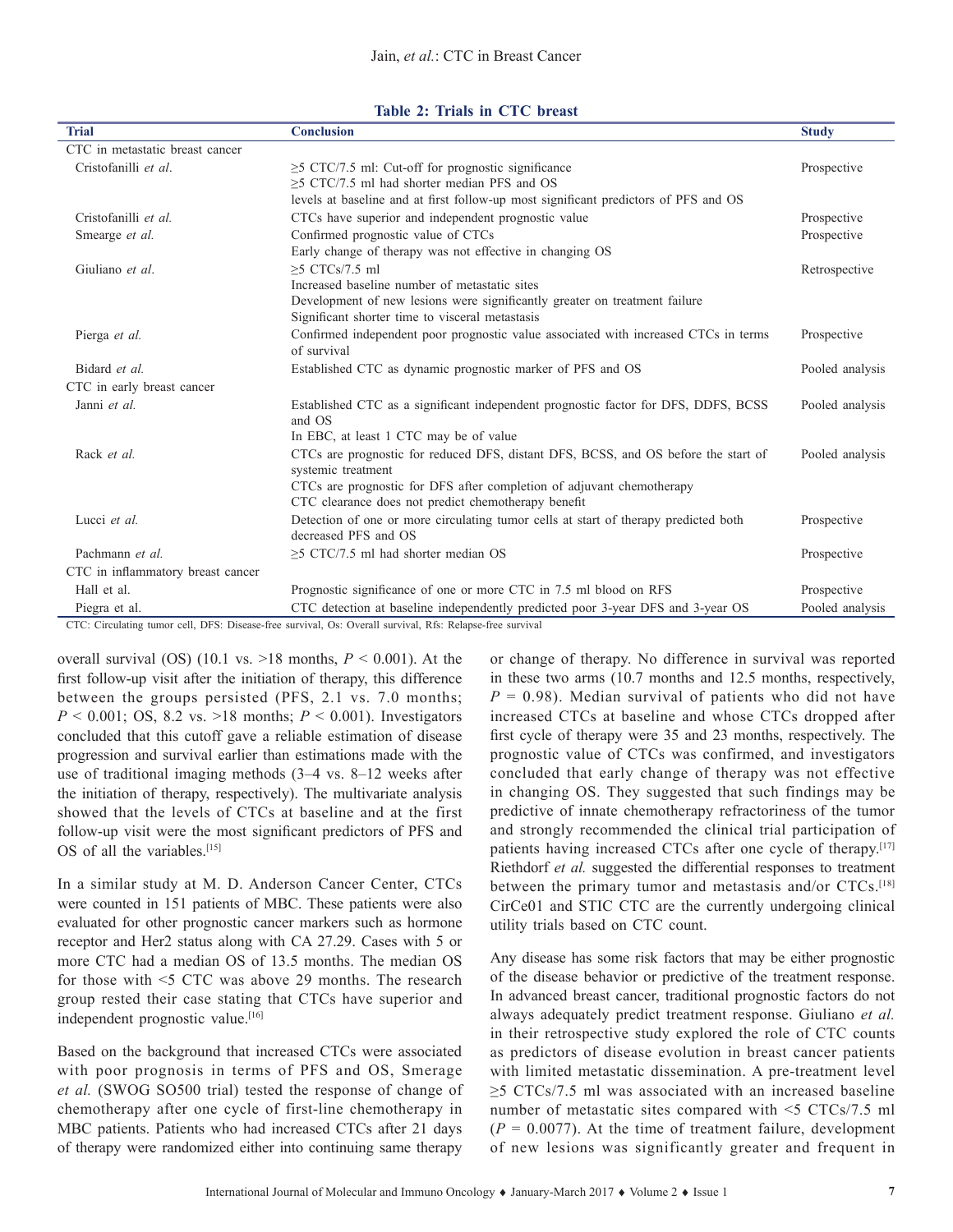**Table 2: Trials in CTC breast**

| Trial | Conclusion | Study |
|---|---|---|
| CTC in metastatic breast cancer | | |
| Cristofanilli *et al*. | ≥5 CTC/7.5 ml: Cut-off for prognostic significance<br>≥5 CTC/7.5 ml had shorter median PFS and OS<br>levels at baseline and at first follow-up most significant predictors of PFS and OS | Prospective |
| Cristofanilli *et al.* | CTCs have superior and independent prognostic value | Prospective |
| Smearge *et al.* | Confirmed prognostic value of CTCs<br>Early change of therapy was not effective in changing OS | Prospective |
| Giuliano *et al*. | ≥5 CTCs/7.5 ml<br>Increased baseline number of metastatic sites<br>Development of new lesions were significantly greater on treatment failure<br>Significant shorter time to visceral metastasis | Retrospective |
| Pierga *et al.* | Confirmed independent poor prognostic value associated with increased CTCs in terms of survival | Prospective |
| Bidard *et al.* | Established CTC as dynamic prognostic marker of PFS and OS | Pooled analysis |
| CTC in early breast cancer | | |
| Janni *et al.* | Established CTC as a significant independent prognostic factor for DFS, DDFS, BCSS and OS<br>In EBC, at least 1 CTC may be of value | Pooled analysis |
| Rack *et al.* | CTCs are prognostic for reduced DFS, distant DFS, BCSS, and OS before the start of systemic treatment<br>CTCs are prognostic for DFS after completion of adjuvant chemotherapy<br>CTC clearance does not predict chemotherapy benefit | Pooled analysis |
| Lucci *et al.* | Detection of one or more circulating tumor cells at start of therapy predicted both decreased PFS and OS | Prospective |
| Pachmann *et al.* | ≥5 CTC/7.5 ml had shorter median OS | Prospective |
| CTC in inflammatory breast cancer | | |
| Hall et al. | Prognostic significance of one or more CTC in 7.5 ml blood on RFS | Prospective |
| Piegra et al. | CTC detection at baseline independently predicted poor 3-year DFS and 3-year OS | Pooled analysis |

CTC: Circulating tumor cell, DFS: Disease-free survival, Os: Overall survival, Rfs: Relapse-free survival

overall survival (OS) (10.1 vs. >18 months, $P < 0.001$). At the first follow-up visit after the initiation of therapy, this difference between the groups persisted (PFS, 2.1 vs. 7.0 months; $P < 0.001$; OS, 8.2 vs. >18 months; $P < 0.001$). Investigators concluded that this cutoff gave a reliable estimation of disease progression and survival earlier than estimations made with the use of traditional imaging methods (3–4 vs. 8–12 weeks after the initiation of therapy, respectively). The multivariate analysis showed that the levels of CTCs at baseline and at the first follow-up visit were the most significant predictors of PFS and OS of all the variables.[15]

In a similar study at M. D. Anderson Cancer Center, CTCs were counted in 151 patients of MBC. These patients were also evaluated for other prognostic cancer markers such as hormone receptor and Her2 status along with CA 27.29. Cases with 5 or more CTC had a median OS of 13.5 months. The median OS for those with <5 CTC was above 29 months. The research group rested their case stating that CTCs have superior and independent prognostic value.[16]

Based on the background that increased CTCs were associated with poor prognosis in terms of PFS and OS, Smerage *et al.* (SWOG SO500 trial) tested the response of change of chemotherapy after one cycle of first-line chemotherapy in MBC patients. Patients who had increased CTCs after 21 days of therapy were randomized either into continuing same therapy or change of therapy. No difference in survival was reported in these two arms (10.7 months and 12.5 months, respectively, $P = 0.98$). Median survival of patients who did not have increased CTCs at baseline and whose CTCs dropped after first cycle of therapy were 35 and 23 months, respectively. The prognostic value of CTCs was confirmed, and investigators concluded that early change of therapy was not effective in changing OS. They suggested that such findings may be predictive of innate chemotherapy refractoriness of the tumor and strongly recommended the clinical trial participation of patients having increased CTCs after one cycle of therapy.[17] Riethdorf *et al.* suggested the differential responses to treatment between the primary tumor and metastasis and/or CTCs.[18] CirCe01 and STIC CTC are the currently undergoing clinical utility trials based on CTC count.

Any disease has some risk factors that may be either prognostic of the disease behavior or predictive of the treatment response. In advanced breast cancer, traditional prognostic factors do not always adequately predict treatment response. Giuliano *et al.* in their retrospective study explored the role of CTC counts as predictors of disease evolution in breast cancer patients with limited metastatic dissemination. A pre-treatment level ≥5 CTCs/7.5 ml was associated with an increased baseline number of metastatic sites compared with <5 CTCs/7.5 ml ($P = 0.0077$). At the time of treatment failure, development of new lesions was significantly greater and frequent in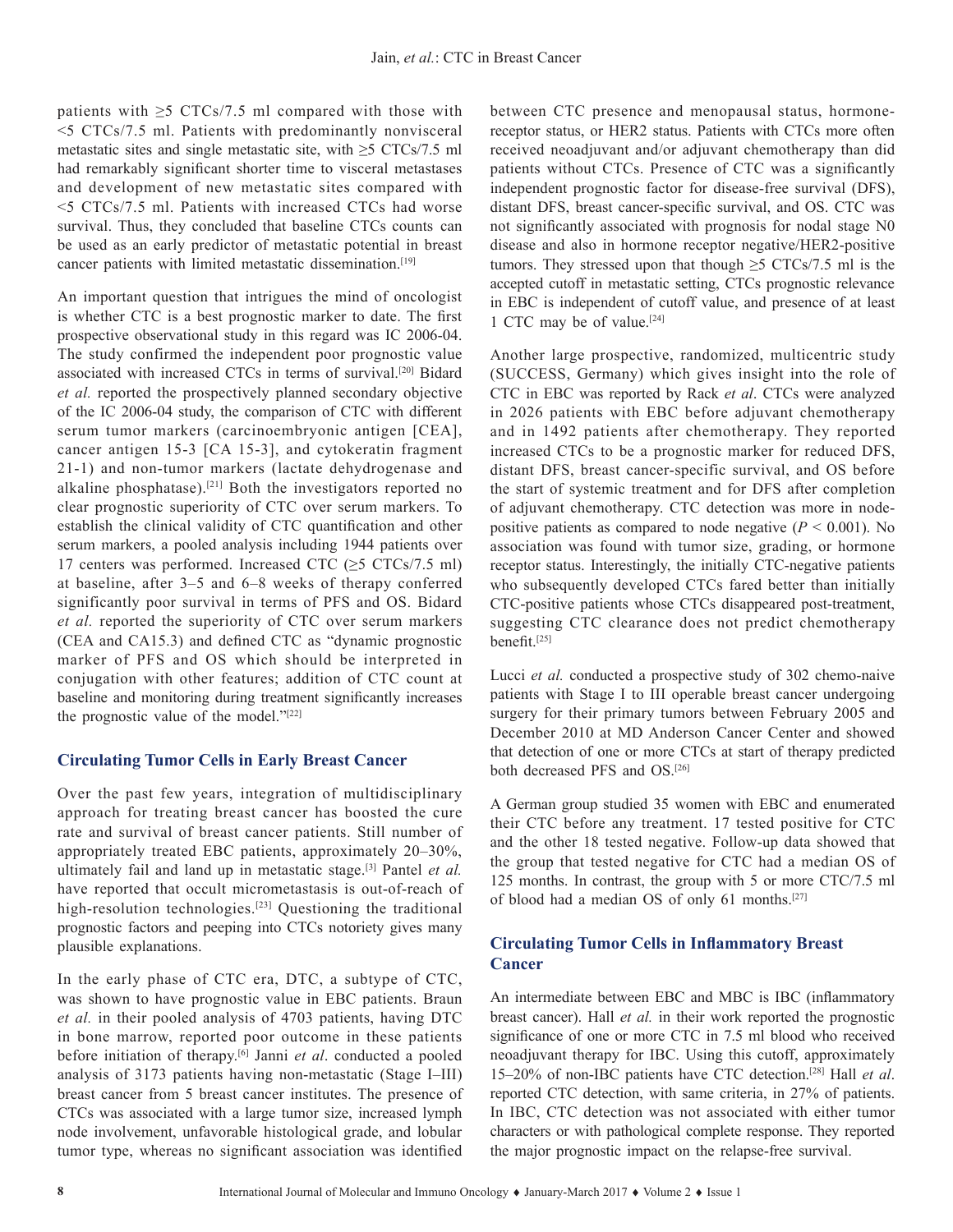patients with ≥5 CTCs/7.5 ml compared with those with <5 CTCs/7.5 ml. Patients with predominantly nonvisceral metastatic sites and single metastatic site, with ≥5 CTCs/7.5 ml had remarkably significant shorter time to visceral metastases and development of new metastatic sites compared with <5 CTCs/7.5 ml. Patients with increased CTCs had worse survival. Thus, they concluded that baseline CTCs counts can be used as an early predictor of metastatic potential in breast cancer patients with limited metastatic dissemination.[19]

An important question that intrigues the mind of oncologist is whether CTC is a best prognostic marker to date. The first prospective observational study in this regard was IC 2006-04. The study confirmed the independent poor prognostic value associated with increased CTCs in terms of survival.[20] Bidard *et al.* reported the prospectively planned secondary objective of the IC 2006-04 study, the comparison of CTC with different serum tumor markers (carcinoembryonic antigen [CEA], cancer antigen 15-3 [CA 15-3], and cytokeratin fragment 21-1) and non-tumor markers (lactate dehydrogenase and alkaline phosphatase).[21] Both the investigators reported no clear prognostic superiority of CTC over serum markers. To establish the clinical validity of CTC quantification and other serum markers, a pooled analysis including 1944 patients over 17 centers was performed. Increased CTC (≥5 CTCs/7.5 ml) at baseline, after 3–5 and 6–8 weeks of therapy conferred significantly poor survival in terms of PFS and OS. Bidard *et al.* reported the superiority of CTC over serum markers (CEA and CA15.3) and defined CTC as "dynamic prognostic marker of PFS and OS which should be interpreted in conjugation with other features; addition of CTC count at baseline and monitoring during treatment significantly increases the prognostic value of the model."[22]

## Circulating Tumor Cells in Early Breast Cancer

Over the past few years, integration of multidisciplinary approach for treating breast cancer has boosted the cure rate and survival of breast cancer patients. Still number of appropriately treated EBC patients, approximately 20–30%, ultimately fail and land up in metastatic stage.[3] Pantel *et al.* have reported that occult micrometastasis is out-of-reach of high-resolution technologies.[23] Questioning the traditional prognostic factors and peeping into CTCs notoriety gives many plausible explanations.

In the early phase of CTC era, DTC, a subtype of CTC, was shown to have prognostic value in EBC patients. Braun *et al.* in their pooled analysis of 4703 patients, having DTC in bone marrow, reported poor outcome in these patients before initiation of therapy.[6] Janni *et al*. conducted a pooled analysis of 3173 patients having non-metastatic (Stage I–III) breast cancer from 5 breast cancer institutes. The presence of CTCs was associated with a large tumor size, increased lymph node involvement, unfavorable histological grade, and lobular tumor type, whereas no significant association was identified between CTC presence and menopausal status, hormone-receptor status, or HER2 status. Patients with CTCs more often received neoadjuvant and/or adjuvant chemotherapy than did patients without CTCs. Presence of CTC was a significantly independent prognostic factor for disease-free survival (DFS), distant DFS, breast cancer-specific survival, and OS. CTC was not significantly associated with prognosis for nodal stage N0 disease and also in hormone receptor negative/HER2-positive tumors. They stressed upon that though ≥5 CTCs/7.5 ml is the accepted cutoff in metastatic setting, CTCs prognostic relevance in EBC is independent of cutoff value, and presence of at least 1 CTC may be of value.[24]

Another large prospective, randomized, multicentric study (SUCCESS, Germany) which gives insight into the role of CTC in EBC was reported by Rack *et al*. CTCs were analyzed in 2026 patients with EBC before adjuvant chemotherapy and in 1492 patients after chemotherapy. They reported increased CTCs to be a prognostic marker for reduced DFS, distant DFS, breast cancer-specific survival, and OS before the start of systemic treatment and for DFS after completion of adjuvant chemotherapy. CTC detection was more in node-positive patients as compared to node negative ($P < 0.001$). No association was found with tumor size, grading, or hormone receptor status. Interestingly, the initially CTC-negative patients who subsequently developed CTCs fared better than initially CTC-positive patients whose CTCs disappeared post-treatment, suggesting CTC clearance does not predict chemotherapy benefit.[25]

Lucci *et al.* conducted a prospective study of 302 chemo-naive patients with Stage I to III operable breast cancer undergoing surgery for their primary tumors between February 2005 and December 2010 at MD Anderson Cancer Center and showed that detection of one or more CTCs at start of therapy predicted both decreased PFS and OS.[26]

A German group studied 35 women with EBC and enumerated their CTC before any treatment. 17 tested positive for CTC and the other 18 tested negative. Follow-up data showed that the group that tested negative for CTC had a median OS of 125 months. In contrast, the group with 5 or more CTC/7.5 ml of blood had a median OS of only 61 months.[27]

## Circulating Tumor Cells in Inflammatory Breast Cancer

An intermediate between EBC and MBC is IBC (inflammatory breast cancer). Hall *et al.* in their work reported the prognostic significance of one or more CTC in 7.5 ml blood who received neoadjuvant therapy for IBC. Using this cutoff, approximately 15–20% of non-IBC patients have CTC detection.[28] Hall *et al*. reported CTC detection, with same criteria, in 27% of patients. In IBC, CTC detection was not associated with either tumor characters or with pathological complete response. They reported the major prognostic impact on the relapse-free survival.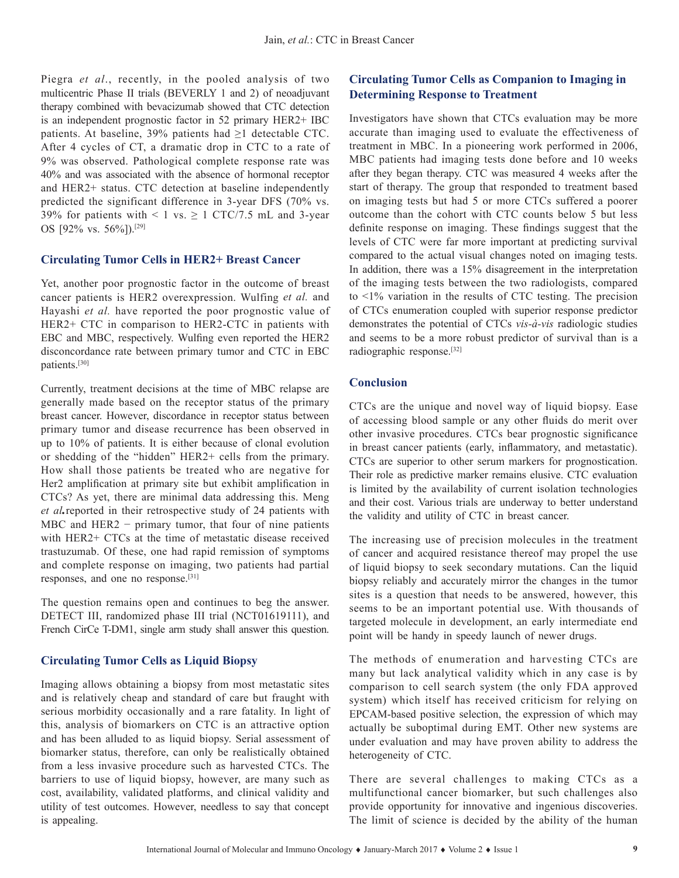Piegra *et al*., recently, in the pooled analysis of two multicentric Phase II trials (BEVERLY 1 and 2) of neoadjuvant therapy combined with bevacizumab showed that CTC detection is an independent prognostic factor in 52 primary HER2+ IBC patients. At baseline, 39% patients had ≥1 detectable CTC. After 4 cycles of CT, a dramatic drop in CTC to a rate of 9% was observed. Pathological complete response rate was 40% and was associated with the absence of hormonal receptor and HER2+ status. CTC detection at baseline independently predicted the significant difference in 3-year DFS (70% vs. 39% for patients with < 1 vs. ≥ 1 CTC/7.5 mL and 3-year OS [92% vs. 56%]).[29]

## Circulating Tumor Cells in HER2+ Breast Cancer

Yet, another poor prognostic factor in the outcome of breast cancer patients is HER2 overexpression. Wulfing *et al.* and Hayashi *et al.* have reported the poor prognostic value of HER2+ CTC in comparison to HER2-CTC in patients with EBC and MBC, respectively. Wulfing even reported the HER2 disconcordance rate between primary tumor and CTC in EBC patients.[30]

Currently, treatment decisions at the time of MBC relapse are generally made based on the receptor status of the primary breast cancer. However, discordance in receptor status between primary tumor and disease recurrence has been observed in up to 10% of patients. It is either because of clonal evolution or shedding of the "hidden" HER2+ cells from the primary. How shall those patients be treated who are negative for Her2 amplification at primary site but exhibit amplification in CTCs? As yet, there are minimal data addressing this. Meng *et al.* reported in their retrospective study of 24 patients with MBC and HER2 − primary tumor, that four of nine patients with HER2+ CTCs at the time of metastatic disease received trastuzumab. Of these, one had rapid remission of symptoms and complete response on imaging, two patients had partial responses, and one no response.[31]

The question remains open and continues to beg the answer. DETECT III, randomized phase III trial (NCT01619111), and French CirCe T-DM1, single arm study shall answer this question.

## Circulating Tumor Cells as Liquid Biopsy

Imaging allows obtaining a biopsy from most metastatic sites and is relatively cheap and standard of care but fraught with serious morbidity occasionally and a rare fatality. In light of this, analysis of biomarkers on CTC is an attractive option and has been alluded to as liquid biopsy. Serial assessment of biomarker status, therefore, can only be realistically obtained from a less invasive procedure such as harvested CTCs. The barriers to use of liquid biopsy, however, are many such as cost, availability, validated platforms, and clinical validity and utility of test outcomes. However, needless to say that concept is appealing.

## Circulating Tumor Cells as Companion to Imaging in Determining Response to Treatment

Investigators have shown that CTCs evaluation may be more accurate than imaging used to evaluate the effectiveness of treatment in MBC. In a pioneering work performed in 2006, MBC patients had imaging tests done before and 10 weeks after they began therapy. CTC was measured 4 weeks after the start of therapy. The group that responded to treatment based on imaging tests but had 5 or more CTCs suffered a poorer outcome than the cohort with CTC counts below 5 but less definite response on imaging. These findings suggest that the levels of CTC were far more important at predicting survival compared to the actual visual changes noted on imaging tests. In addition, there was a 15% disagreement in the interpretation of the imaging tests between the two radiologists, compared to <1% variation in the results of CTC testing. The precision of CTCs enumeration coupled with superior response predictor demonstrates the potential of CTCs *vis-à-vis* radiologic studies and seems to be a more robust predictor of survival than is a radiographic response.[32]

## Conclusion

CTCs are the unique and novel way of liquid biopsy. Ease of accessing blood sample or any other fluids do merit over other invasive procedures. CTCs bear prognostic significance in breast cancer patients (early, inflammatory, and metastatic). CTCs are superior to other serum markers for prognostication. Their role as predictive marker remains elusive. CTC evaluation is limited by the availability of current isolation technologies and their cost. Various trials are underway to better understand the validity and utility of CTC in breast cancer.

The increasing use of precision molecules in the treatment of cancer and acquired resistance thereof may propel the use of liquid biopsy to seek secondary mutations. Can the liquid biopsy reliably and accurately mirror the changes in the tumor sites is a question that needs to be answered, however, this seems to be an important potential use. With thousands of targeted molecule in development, an early intermediate end point will be handy in speedy launch of newer drugs.

The methods of enumeration and harvesting CTCs are many but lack analytical validity which in any case is by comparison to cell search system (the only FDA approved system) which itself has received criticism for relying on EPCAM-based positive selection, the expression of which may actually be suboptimal during EMT. Other new systems are under evaluation and may have proven ability to address the heterogeneity of CTC.

There are several challenges to making CTCs as a multifunctional cancer biomarker, but such challenges also provide opportunity for innovative and ingenious discoveries. The limit of science is decided by the ability of the human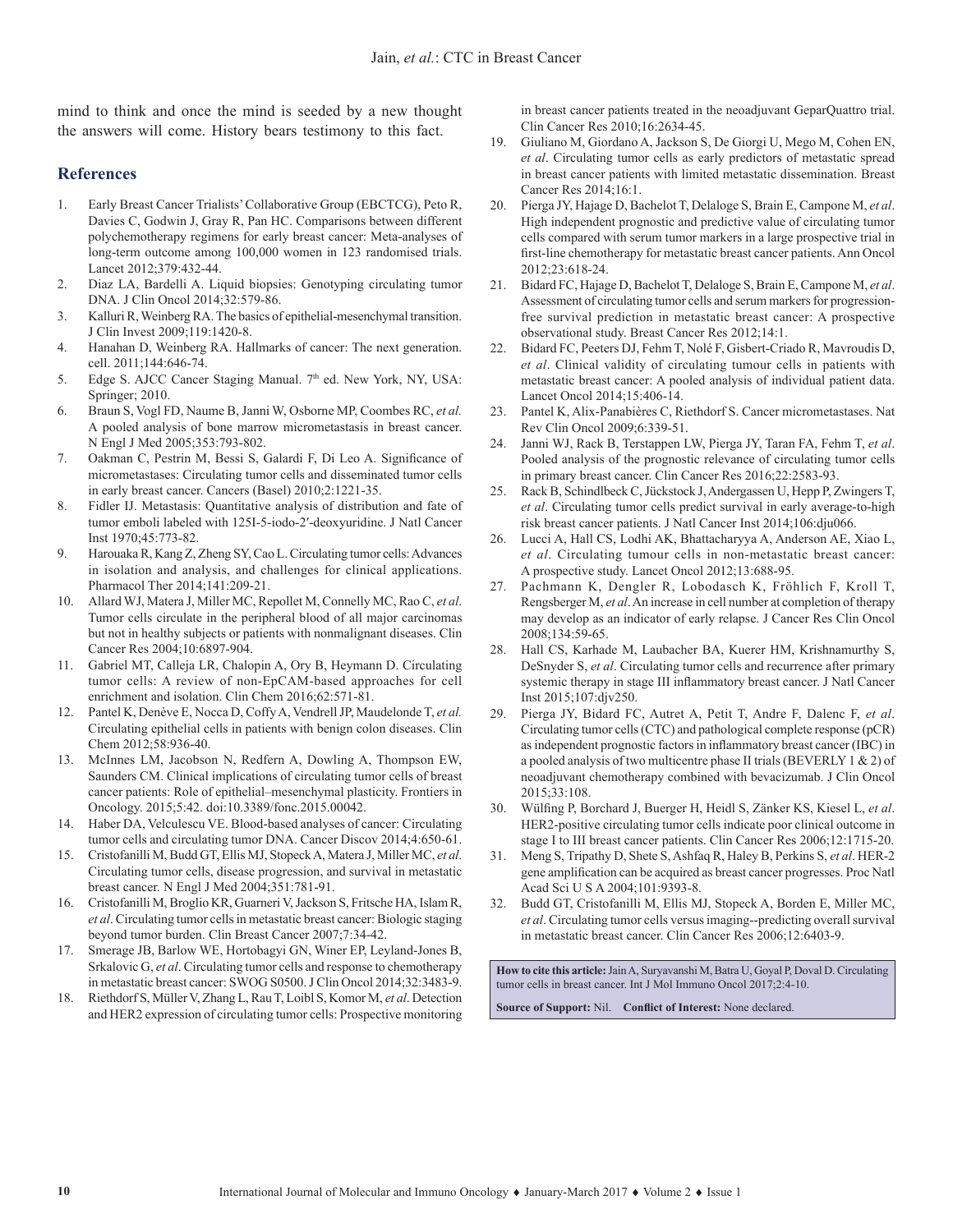mind to think and once the mind is seeded by a new thought the answers will come. History bears testimony to this fact.

## References

1. Early Breast Cancer Trialists' Collaborative Group (EBCTCG), Peto R, Davies C, Godwin J, Gray R, Pan HC. Comparisons between different polychemotherapy regimens for early breast cancer: Meta-analyses of long-term outcome among 100,000 women in 123 randomised trials. Lancet 2012;379:432-44.
2. Diaz LA, Bardelli A. Liquid biopsies: Genotyping circulating tumor DNA. J Clin Oncol 2014;32:579-86.
3. Kalluri R, Weinberg RA. The basics of epithelial-mesenchymal transition. J Clin Invest 2009;119:1420-8.
4. Hanahan D, Weinberg RA. Hallmarks of cancer: The next generation. cell. 2011;144:646-74.
5. Edge S. AJCC Cancer Staging Manual. 7th ed. New York, NY, USA: Springer; 2010.
6. Braun S, Vogl FD, Naume B, Janni W, Osborne MP, Coombes RC, *et al.* A pooled analysis of bone marrow micrometastasis in breast cancer. N Engl J Med 2005;353:793-802.
7. Oakman C, Pestrin M, Bessi S, Galardi F, Di Leo A. Significance of micrometastases: Circulating tumor cells and disseminated tumor cells in early breast cancer. Cancers (Basel) 2010;2:1221-35.
8. Fidler IJ. Metastasis: Quantitative analysis of distribution and fate of tumor emboli labeled with 125I-5-iodo-2′-deoxyuridine. J Natl Cancer Inst 1970;45:773-82.
9. Harouaka R, Kang Z, Zheng SY, Cao L. Circulating tumor cells: Advances in isolation and analysis, and challenges for clinical applications. Pharmacol Ther 2014;141:209-21.
10. Allard WJ, Matera J, Miller MC, Repollet M, Connelly MC, Rao C, *et al*. Tumor cells circulate in the peripheral blood of all major carcinomas but not in healthy subjects or patients with nonmalignant diseases. Clin Cancer Res 2004;10:6897-904.
11. Gabriel MT, Calleja LR, Chalopin A, Ory B, Heymann D. Circulating tumor cells: A review of non-EpCAM-based approaches for cell enrichment and isolation. Clin Chem 2016;62:571-81.
12. Pantel K, Denève E, Nocca D, Coffy A, Vendrell JP, Maudelonde T, *et al.* Circulating epithelial cells in patients with benign colon diseases. Clin Chem 2012;58:936-40.
13. McInnes LM, Jacobson N, Redfern A, Dowling A, Thompson EW, Saunders CM. Clinical implications of circulating tumor cells of breast cancer patients: Role of epithelial–mesenchymal plasticity. Frontiers in Oncology. 2015;5:42. doi:10.3389/fonc.2015.00042.
14. Haber DA, Velculescu VE. Blood-based analyses of cancer: Circulating tumor cells and circulating tumor DNA. Cancer Discov 2014;4:650-61.
15. Cristofanilli M, Budd GT, Ellis MJ, Stopeck A, Matera J, Miller MC, *et al*. Circulating tumor cells, disease progression, and survival in metastatic breast cancer. N Engl J Med 2004;351:781-91.
16. Cristofanilli M, Broglio KR, Guarneri V, Jackson S, Fritsche HA, Islam R, *et al*. Circulating tumor cells in metastatic breast cancer: Biologic staging beyond tumor burden. Clin Breast Cancer 2007;7:34-42.
17. Smerage JB, Barlow WE, Hortobagyi GN, Winer EP, Leyland-Jones B, Srkalovic G, *et al*. Circulating tumor cells and response to chemotherapy in metastatic breast cancer: SWOG S0500. J Clin Oncol 2014;32:3483-9.
18. Riethdorf S, Müller V, Zhang L, Rau T, Loibl S, Komor M, *et al*. Detection and HER2 expression of circulating tumor cells: Prospective monitoring in breast cancer patients treated in the neoadjuvant GeparQuattro trial. Clin Cancer Res 2010;16:2634-45.
19. Giuliano M, Giordano A, Jackson S, De Giorgi U, Mego M, Cohen EN, *et al*. Circulating tumor cells as early predictors of metastatic spread in breast cancer patients with limited metastatic dissemination. Breast Cancer Res 2014;16:1.
20. Pierga JY, Hajage D, Bachelot T, Delaloge S, Brain E, Campone M, *et al*. High independent prognostic and predictive value of circulating tumor cells compared with serum tumor markers in a large prospective trial in first-line chemotherapy for metastatic breast cancer patients. Ann Oncol 2012;23:618-24.
21. Bidard FC, Hajage D, Bachelot T, Delaloge S, Brain E, Campone M, *et al*. Assessment of circulating tumor cells and serum markers for progression-free survival prediction in metastatic breast cancer: A prospective observational study. Breast Cancer Res 2012;14:1.
22. Bidard FC, Peeters DJ, Fehm T, Nolé F, Gisbert-Criado R, Mavroudis D, *et al*. Clinical validity of circulating tumour cells in patients with metastatic breast cancer: A pooled analysis of individual patient data. Lancet Oncol 2014;15:406-14.
23. Pantel K, Alix-Panabières C, Riethdorf S. Cancer micrometastases. Nat Rev Clin Oncol 2009;6:339-51.
24. Janni WJ, Rack B, Terstappen LW, Pierga JY, Taran FA, Fehm T, *et al*. Pooled analysis of the prognostic relevance of circulating tumor cells in primary breast cancer. Clin Cancer Res 2016;22:2583-93.
25. Rack B, Schindlbeck C, Jückstock J, Andergassen U, Hepp P, Zwingers T, *et al*. Circulating tumor cells predict survival in early average-to-high risk breast cancer patients. J Natl Cancer Inst 2014;106:dju066.
26. Lucci A, Hall CS, Lodhi AK, Bhattacharyya A, Anderson AE, Xiao L, *et al*. Circulating tumour cells in non-metastatic breast cancer: A prospective study. Lancet Oncol 2012;13:688-95.
27. Pachmann K, Dengler R, Lobodasch K, Fröhlich F, Kroll T, Rengsberger M, *et al*. An increase in cell number at completion of therapy may develop as an indicator of early relapse. J Cancer Res Clin Oncol 2008;134:59-65.
28. Hall CS, Karhade M, Laubacher BA, Kuerer HM, Krishnamurthy S, DeSnyder S, *et al*. Circulating tumor cells and recurrence after primary systemic therapy in stage III inflammatory breast cancer. J Natl Cancer Inst 2015;107:djv250.
29. Pierga JY, Bidard FC, Autret A, Petit T, Andre F, Dalenc F, *et al*. Circulating tumor cells (CTC) and pathological complete response (pCR) as independent prognostic factors in inflammatory breast cancer (IBC) in a pooled analysis of two multicentre phase II trials (BEVERLY 1 & 2) of neoadjuvant chemotherapy combined with bevacizumab. J Clin Oncol 2015;33:108.
30. Wülfing P, Borchard J, Buerger H, Heidl S, Zänker KS, Kiesel L, *et al*. HER2-positive circulating tumor cells indicate poor clinical outcome in stage I to III breast cancer patients. Clin Cancer Res 2006;12:1715-20.
31. Meng S, Tripathy D, Shete S, Ashfaq R, Haley B, Perkins S, *et al*. HER-2 gene amplification can be acquired as breast cancer progresses. Proc Natl Acad Sci U S A 2004;101:9393-8.
32. Budd GT, Cristofanilli M, Ellis MJ, Stopeck A, Borden E, Miller MC, *et al*. Circulating tumor cells versus imaging--predicting overall survival in metastatic breast cancer. Clin Cancer Res 2006;12:6403-9.

**How to cite this article:** Jain A, Suryavanshi M, Batra U, Goyal P, Doval D. Circulating tumor cells in breast cancer. Int J Mol Immuno Oncol 2017;2:4-10.

**Source of Support:** Nil. **Conflict of Interest:** None declared.